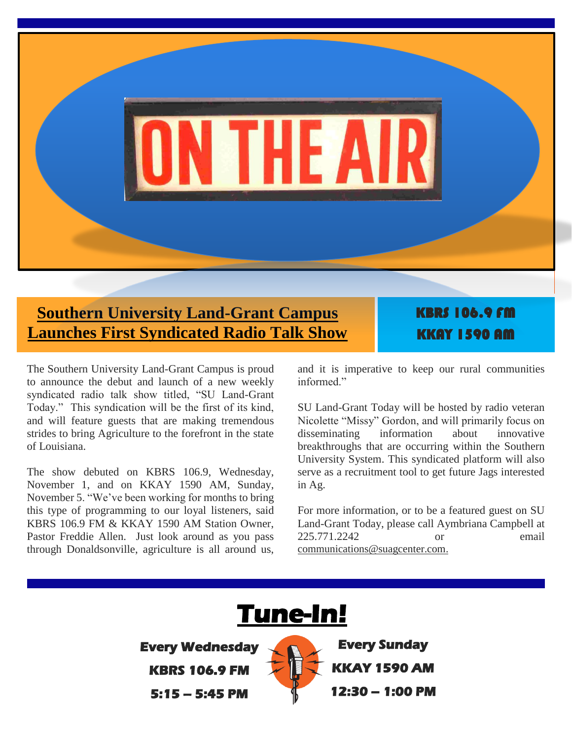ON THE AIR

## Southern University Land-Grant Campus Launches First Syndicated Radio Talk Show

**KBRS 106.9 FM**
**KKAY 1590 AM**

The Southern University Land-Grant Campus is proud to announce the debut and launch of a new weekly syndicated radio talk show titled, "SU Land-Grant Today." This syndication will be the first of its kind, and will feature guests that are making tremendous strides to bring Agriculture to the forefront in the state of Louisiana.

The show debuted on KBRS 106.9, Wednesday, November 1, and on KKAY 1590 AM, Sunday, November 5. "We've been working for months to bring this type of programming to our loyal listeners, said KBRS 106.9 FM & KKAY 1590 AM Station Owner, Pastor Freddie Allen. Just look around as you pass through Donaldsonville, agriculture is all around us, and it is imperative to keep our rural communities informed."

SU Land-Grant Today will be hosted by radio veteran Nicolette "Missy" Gordon, and will primarily focus on disseminating information about innovative breakthroughs that are occurring within the Southern University System. This syndicated platform will also serve as a recruitment tool to get future Jags interested in Ag.

For more information, or to be a featured guest on SU Land-Grant Today, please call Aymbriana Campbell at 225.771.2242 or email communications@suagcenter.com.

## *Tune-In!*

**Every Wednesday**
**KBRS 106.9 FM**
**5:15 – 5:45 PM**

**Every Sunday**
**KKAY 1590 AM**
**12:30 – 1:00 PM**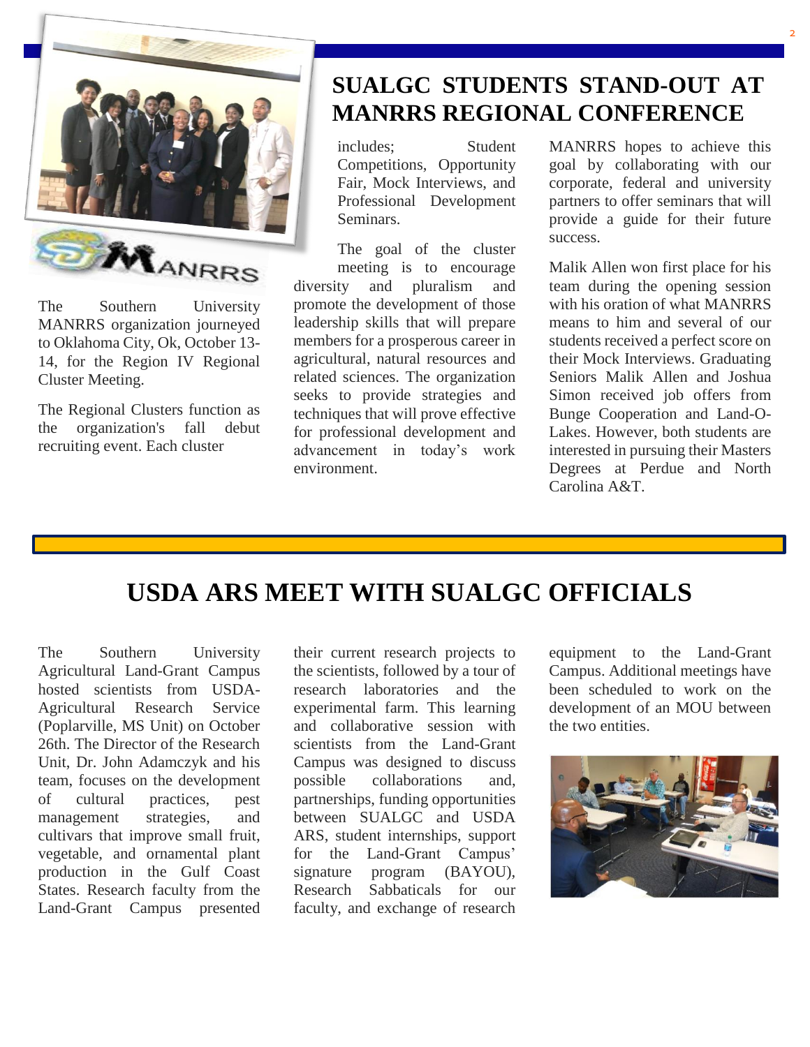## SUALGC STUDENTS STAND-OUT AT MANRRS REGIONAL CONFERENCE

The Southern University MANRRS organization journeyed to Oklahoma City, Ok, October 13-14, for the Region IV Regional Cluster Meeting.

The Regional Clusters function as the organization's fall debut recruiting event. Each cluster includes; Student Competitions, Opportunity Fair, Mock Interviews, and Professional Development Seminars.

The goal of the cluster meeting is to encourage diversity and pluralism and promote the development of those leadership skills that will prepare members for a prosperous career in agricultural, natural resources and related sciences. The organization seeks to provide strategies and techniques that will prove effective for professional development and advancement in today's work environment.

MANRRS hopes to achieve this goal by collaborating with our corporate, federal and university partners to offer seminars that will provide a guide for their future success.

Malik Allen won first place for his team during the opening session with his oration of what MANRRS means to him and several of our students received a perfect score on their Mock Interviews. Graduating Seniors Malik Allen and Joshua Simon received job offers from Bunge Cooperation and Land-O-Lakes. However, both students are interested in pursuing their Masters Degrees at Perdue and North Carolina A&T.

## USDA ARS MEET WITH SUALGC OFFICIALS

The Southern University Agricultural Land-Grant Campus hosted scientists from USDA-Agricultural Research Service (Poplarville, MS Unit) on October 26th. The Director of the Research Unit, Dr. John Adamczyk and his team, focuses on the development of cultural practices, pest management strategies, and cultivars that improve small fruit, vegetable, and ornamental plant production in the Gulf Coast States. Research faculty from the Land-Grant Campus presented their current research projects to the scientists, followed by a tour of research laboratories and the experimental farm. This learning and collaborative session with scientists from the Land-Grant Campus was designed to discuss possible collaborations and, partnerships, funding opportunities between SUALGC and USDA ARS, student internships, support for the Land-Grant Campus' signature program (BAYOU), Research Sabbaticals for our faculty, and exchange of research equipment to the Land-Grant Campus. Additional meetings have been scheduled to work on the development of an MOU between the two entities.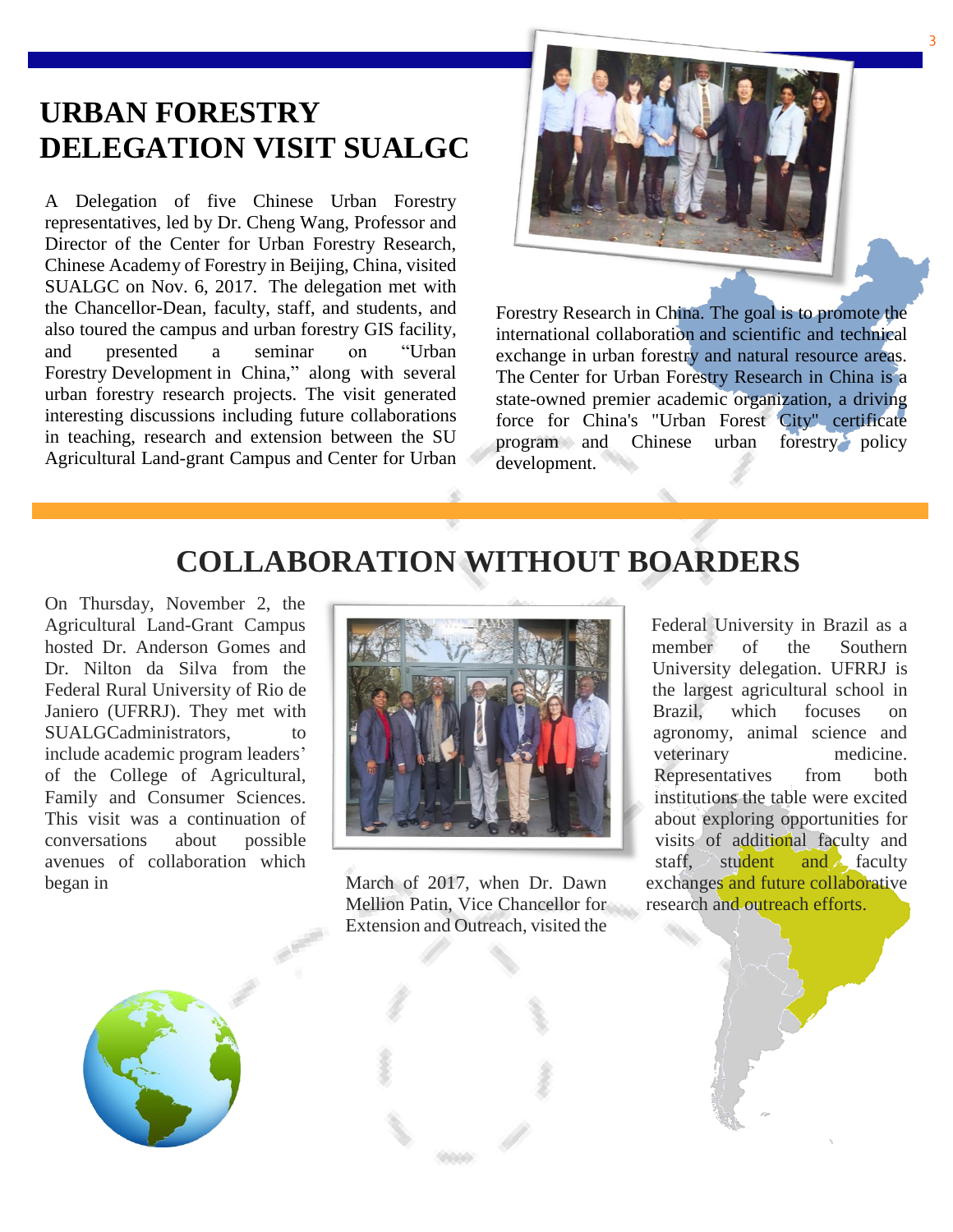## URBAN FORESTRY DELEGATION VISIT SUALGC

A Delegation of five Chinese Urban Forestry representatives, led by Dr. Cheng Wang, Professor and Director of the Center for Urban Forestry Research, Chinese Academy of Forestry in Beijing, China, visited SUALGC on Nov. 6, 2017. The delegation met with the Chancellor-Dean, faculty, staff, and students, and also toured the campus and urban forestry GIS facility, and presented a seminar on "Urban Forestry Development in China," along with several urban forestry research projects. The visit generated interesting discussions including future collaborations in teaching, research and extension between the SU Agricultural Land-grant Campus and Center for Urban Forestry Research in China. The goal is to promote the international collaboration and scientific and technical exchange in urban forestry and natural resource areas. The Center for Urban Forestry Research in China is a state-owned premier academic organization, a driving force for China's "Urban Forest City" certificate program and Chinese urban forestry policy development.

## COLLABORATION WITHOUT BOARDERS

On Thursday, November 2, the Agricultural Land-Grant Campus hosted Dr. Anderson Gomes and Dr. Nilton da Silva from the Federal Rural University of Rio de Janiero (UFRRJ). They met with SUALGCadministrators, to include academic program leaders' of the College of Agricultural, Family and Consumer Sciences. This visit was a continuation of conversations about possible avenues of collaboration which began in March of 2017, when Dr. Dawn Mellion Patin, Vice Chancellor for Extension and Outreach, visited the Federal University in Brazil as a member of the Southern University delegation. UFRRJ is the largest agricultural school in Brazil, which focuses on agronomy, animal science and veterinary medicine. Representatives from both institutions the table were excited about exploring opportunities for visits of additional faculty and staff, student and faculty exchanges and future collaborative research and outreach efforts.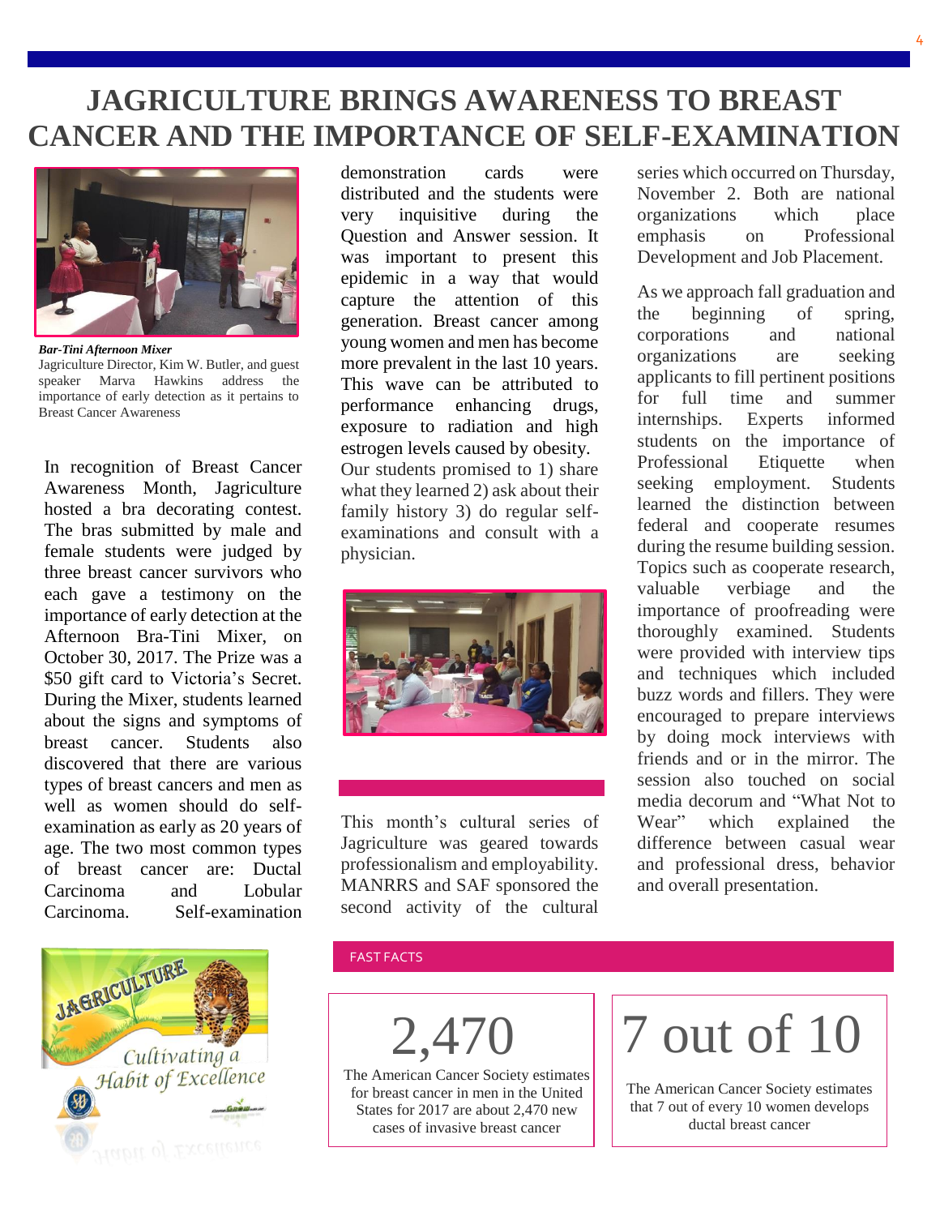# JAGRICULTURE BRINGS AWARENESS TO BREAST CANCER AND THE IMPORTANCE OF SELF-EXAMINATION

***Bar-Tini Afternoon Mixer***
Jagriculture Director, Kim W. Butler, and guest speaker Marva Hawkins address the importance of early detection as it pertains to Breast Cancer Awareness

In recognition of Breast Cancer Awareness Month, Jagriculture hosted a bra decorating contest. The bras submitted by male and female students were judged by three breast cancer survivors who each gave a testimony on the importance of early detection at the Afternoon Bra-Tini Mixer, on October 30, 2017. The Prize was a $50 gift card to Victoria's Secret. During the Mixer, students learned about the signs and symptoms of breast cancer. Students also discovered that there are various types of breast cancers and men as well as women should do self-examination as early as 20 years of age. The two most common types of breast cancer are: Ductal Carcinoma and Lobular Carcinoma. Self-examination demonstration cards were distributed and the students were very inquisitive during the Question and Answer session. It was important to present this epidemic in a way that would capture the attention of this generation. Breast cancer among young women and men has become more prevalent in the last 10 years. This wave can be attributed to performance enhancing drugs, exposure to radiation and high estrogen levels caused by obesity. Our students promised to 1) share what they learned 2) ask about their family history 3) do regular self-examinations and consult with a physician.

This month's cultural series of Jagriculture was geared towards professionalism and employability. MANRRS and SAF sponsored the second activity of the cultural series which occurred on Thursday, November 2. Both are national organizations which place emphasis on Professional Development and Job Placement.

As we approach fall graduation and the beginning of spring, corporations and national organizations are seeking applicants to fill pertinent positions for full time and summer internships. Experts informed students on the importance of Professional Etiquette when seeking employment. Students learned the distinction between federal and cooperate resumes during the resume building session. Topics such as cooperate research, valuable verbiage and the importance of proofreading were thoroughly examined. Students were provided with interview tips and techniques which included buzz words and fillers. They were encouraged to prepare interviews by doing mock interviews with friends and or in the mirror. The session also touched on social media decorum and "What Not to Wear" which explained the difference between casual wear and professional dress, behavior and overall presentation.

JAGRICULTURE
*Cultivating a Habit of Excellence*

## FAST FACTS

**2,470**

The American Cancer Society estimates for breast cancer in men in the United States for 2017 are about 2,470 new cases of invasive breast cancer

**7 out of 10**

The American Cancer Society estimates that 7 out of every 10 women develops ductal breast cancer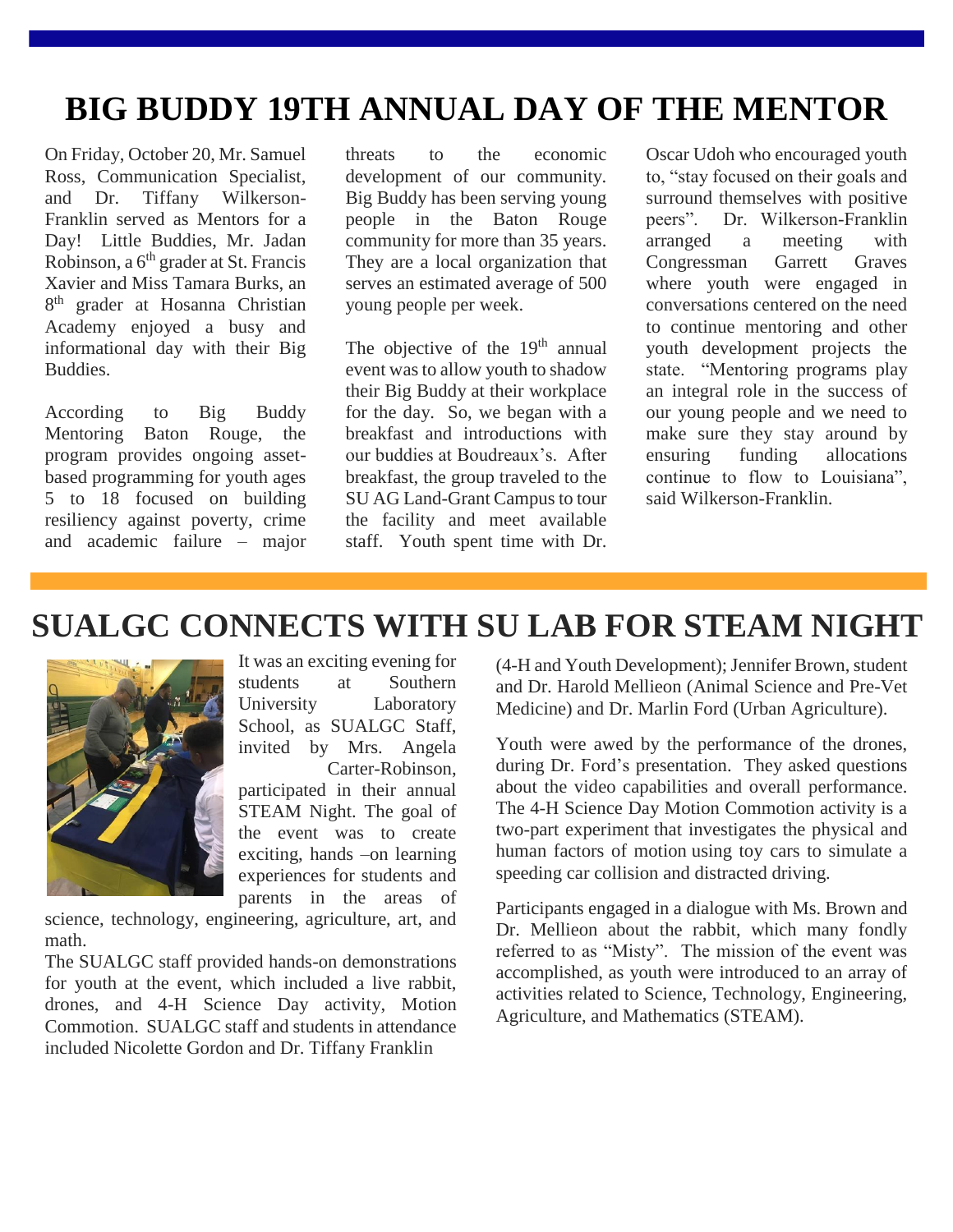# BIG BUDDY 19TH ANNUAL DAY OF THE MENTOR

On Friday, October 20, Mr. Samuel Ross, Communication Specialist, and Dr. Tiffany Wilkerson-Franklin served as Mentors for a Day! Little Buddies, Mr. Jadan Robinson, a 6th grader at St. Francis Xavier and Miss Tamara Burks, an 8th grader at Hosanna Christian Academy enjoyed a busy and informational day with their Big Buddies.

According to Big Buddy Mentoring Baton Rouge, the program provides ongoing asset-based programming for youth ages 5 to 18 focused on building resiliency against poverty, crime and academic failure – major threats to the economic development of our community. Big Buddy has been serving young people in the Baton Rouge community for more than 35 years. They are a local organization that serves an estimated average of 500 young people per week.

The objective of the 19th annual event was to allow youth to shadow their Big Buddy at their workplace for the day. So, we began with a breakfast and introductions with our buddies at Boudreaux's. After breakfast, the group traveled to the SU AG Land-Grant Campus to tour the facility and meet available staff. Youth spent time with Dr. Oscar Udoh who encouraged youth to, "stay focused on their goals and surround themselves with positive peers". Dr. Wilkerson-Franklin arranged a meeting with Congressman Garrett Graves where youth were engaged in conversations centered on the need to continue mentoring and other youth development projects the state. "Mentoring programs play an integral role in the success of our young people and we need to make sure they stay around by ensuring funding allocations continue to flow to Louisiana", said Wilkerson-Franklin.

# SUALGC CONNECTS WITH SU LAB FOR STEAM NIGHT

It was an exciting evening for students at Southern University Laboratory School, as SUALGC Staff, invited by Mrs. Angela Carter-Robinson, participated in their annual STEAM Night. The goal of the event was to create exciting, hands –on learning experiences for students and parents in the areas of science, technology, engineering, agriculture, art, and math.

The SUALGC staff provided hands-on demonstrations for youth at the event, which included a live rabbit, drones, and 4-H Science Day activity, Motion Commotion. SUALGC staff and students in attendance included Nicolette Gordon and Dr. Tiffany Franklin (4-H and Youth Development); Jennifer Brown, student and Dr. Harold Mellieon (Animal Science and Pre-Vet Medicine) and Dr. Marlin Ford (Urban Agriculture).

Youth were awed by the performance of the drones, during Dr. Ford's presentation. They asked questions about the video capabilities and overall performance. The 4-H Science Day Motion Commotion activity is a two-part experiment that investigates the physical and human factors of motion using toy cars to simulate a speeding car collision and distracted driving.

Participants engaged in a dialogue with Ms. Brown and Dr. Mellieon about the rabbit, which many fondly referred to as "Misty". The mission of the event was accomplished, as youth were introduced to an array of activities related to Science, Technology, Engineering, Agriculture, and Mathematics (STEAM).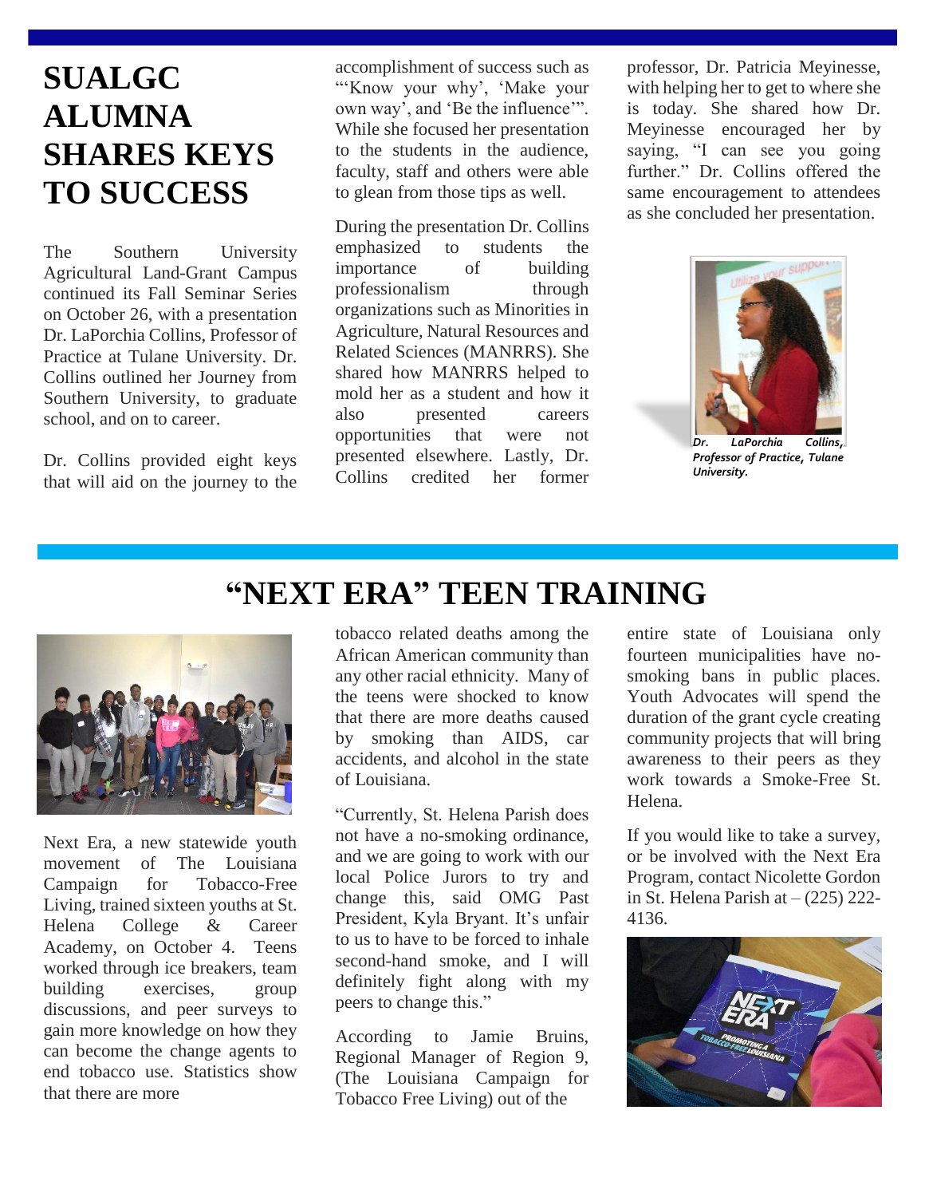# SUALGC ALUMNA SHARES KEYS TO SUCCESS

The Southern University Agricultural Land-Grant Campus continued its Fall Seminar Series on October 26, with a presentation Dr. LaPorchia Collins, Professor of Practice at Tulane University. Dr. Collins outlined her Journey from Southern University, to graduate school, and on to career.

Dr. Collins provided eight keys that will aid on the journey to the accomplishment of success such as "'Know your why', 'Make your own way', and 'Be the influence'". While she focused her presentation to the students in the audience, faculty, staff and others were able to glean from those tips as well.

During the presentation Dr. Collins emphasized to students the importance of building professionalism through organizations such as Minorities in Agriculture, Natural Resources and Related Sciences (MANRRS). She shared how MANRRS helped to mold her as a student and how it also presented careers opportunities that were not presented elsewhere. Lastly, Dr. Collins credited her former professor, Dr. Patricia Meyinesse, with helping her to get to where she is today. She shared how Dr. Meyinesse encouraged her by saying, "I can see you going further." Dr. Collins offered the same encouragement to attendees as she concluded her presentation.

*Dr. LaPorchia Collins, Professor of Practice, Tulane University.*

# "NEXT ERA" TEEN TRAINING

Next Era, a new statewide youth movement of The Louisiana Campaign for Tobacco-Free Living, trained sixteen youths at St. Helena College & Career Academy, on October 4. Teens worked through ice breakers, team building exercises, group discussions, and peer surveys to gain more knowledge on how they can become the change agents to end tobacco use. Statistics show that there are more tobacco related deaths among the African American community than any other racial ethnicity. Many of the teens were shocked to know that there are more deaths caused by smoking than AIDS, car accidents, and alcohol in the state of Louisiana.

"Currently, St. Helena Parish does not have a no-smoking ordinance, and we are going to work with our local Police Jurors to try and change this, said OMG Past President, Kyla Bryant. It's unfair to us to have to be forced to inhale second-hand smoke, and I will definitely fight along with my peers to change this."

According to Jamie Bruins, Regional Manager of Region 9, (The Louisiana Campaign for Tobacco Free Living) out of the entire state of Louisiana only fourteen municipalities have no-smoking bans in public places. Youth Advocates will spend the duration of the grant cycle creating community projects that will bring awareness to their peers as they work towards a Smoke-Free St. Helena.

If you would like to take a survey, or be involved with the Next Era Program, contact Nicolette Gordon in St. Helena Parish at – (225) 222-4136.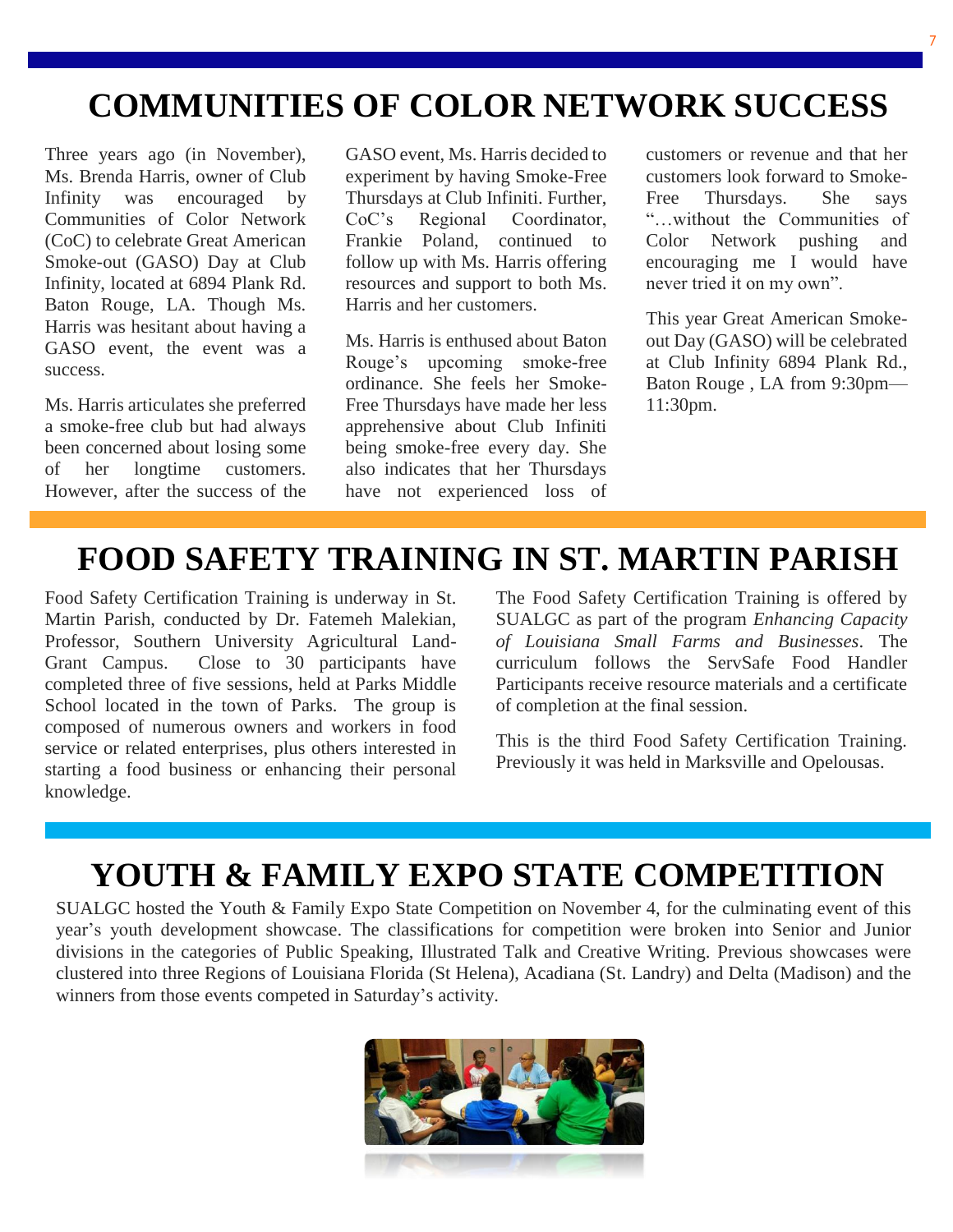# COMMUNITIES OF COLOR NETWORK SUCCESS

Three years ago (in November), Ms. Brenda Harris, owner of Club Infinity was encouraged by Communities of Color Network (CoC) to celebrate Great American Smoke-out (GASO) Day at Club Infinity, located at 6894 Plank Rd. Baton Rouge, LA. Though Ms. Harris was hesitant about having a GASO event, the event was a success.

Ms. Harris articulates she preferred a smoke-free club but had always been concerned about losing some of her longtime customers. However, after the success of the GASO event, Ms. Harris decided to experiment by having Smoke-Free Thursdays at Club Infiniti. Further, CoC's Regional Coordinator, Frankie Poland, continued to follow up with Ms. Harris offering resources and support to both Ms. Harris and her customers.

Ms. Harris is enthused about Baton Rouge's upcoming smoke-free ordinance. She feels her Smoke-Free Thursdays have made her less apprehensive about Club Infiniti being smoke-free every day. She also indicates that her Thursdays have not experienced loss of customers or revenue and that her customers look forward to Smoke-Free Thursdays. She says "…without the Communities of Color Network pushing and encouraging me I would have never tried it on my own".

This year Great American Smoke-out Day (GASO) will be celebrated at Club Infinity 6894 Plank Rd., Baton Rouge , LA from 9:30pm—11:30pm.

# FOOD SAFETY TRAINING IN ST. MARTIN PARISH

Food Safety Certification Training is underway in St. Martin Parish, conducted by Dr. Fatemeh Malekian, Professor, Southern University Agricultural Land-Grant Campus. Close to 30 participants have completed three of five sessions, held at Parks Middle School located in the town of Parks. The group is composed of numerous owners and workers in food service or related enterprises, plus others interested in starting a food business or enhancing their personal knowledge.

The Food Safety Certification Training is offered by SUALGC as part of the program *Enhancing Capacity of Louisiana Small Farms and Businesses*. The curriculum follows the ServSafe Food Handler Participants receive resource materials and a certificate of completion at the final session.

This is the third Food Safety Certification Training. Previously it was held in Marksville and Opelousas.

# YOUTH & FAMILY EXPO STATE COMPETITION

SUALGC hosted the Youth & Family Expo State Competition on November 4, for the culminating event of this year's youth development showcase. The classifications for competition were broken into Senior and Junior divisions in the categories of Public Speaking, Illustrated Talk and Creative Writing. Previous showcases were clustered into three Regions of Louisiana Florida (St Helena), Acadiana (St. Landry) and Delta (Madison) and the winners from those events competed in Saturday's activity.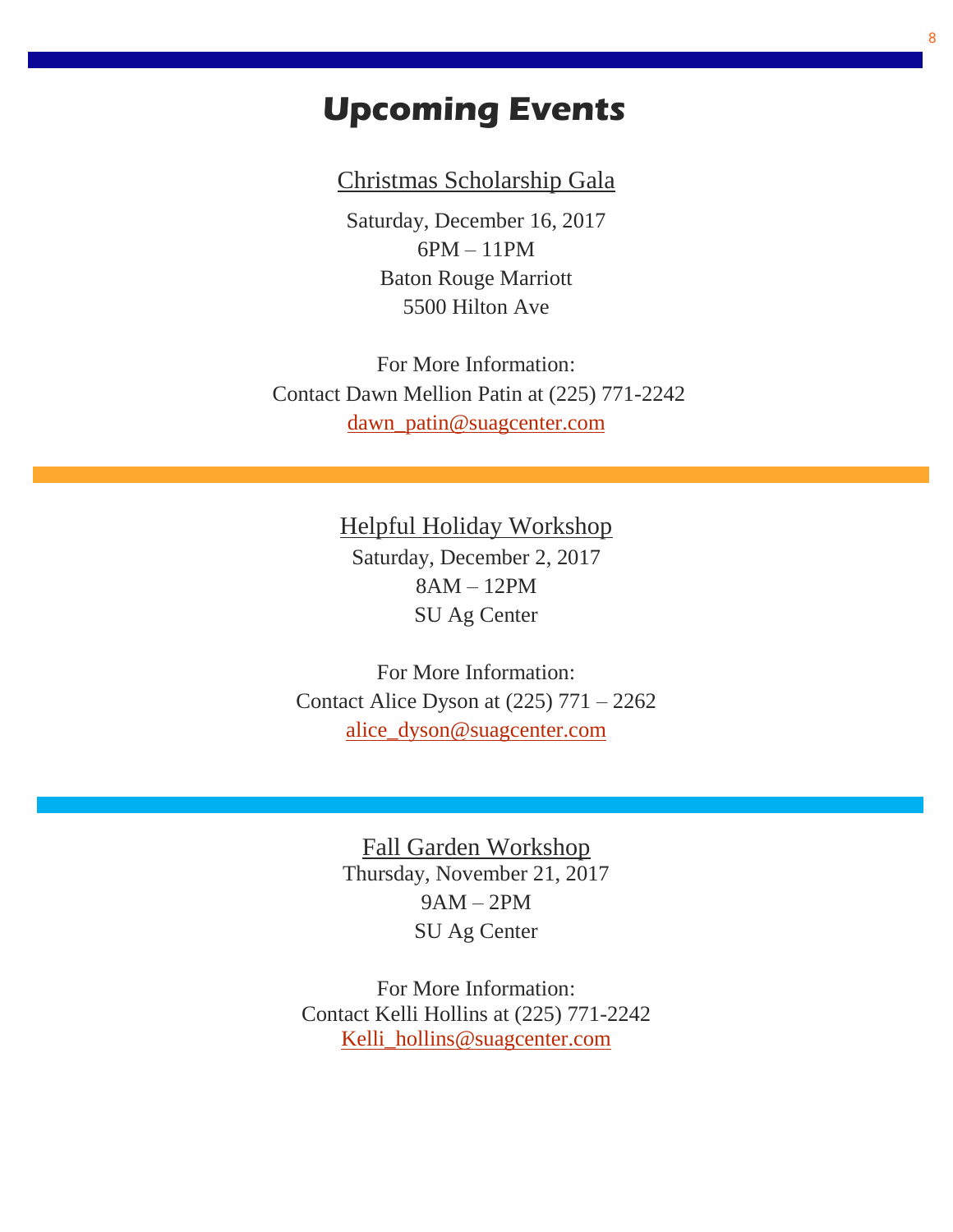# Upcoming Events

Christmas Scholarship Gala

Saturday, December 16, 2017
6PM – 11PM
Baton Rouge Marriott
5500 Hilton Ave

For More Information:
Contact Dawn Mellion Patin at (225) 771-2242
dawn_patin@suagcenter.com

---

Helpful Holiday Workshop
Saturday, December 2, 2017
8AM – 12PM
SU Ag Center

For More Information:
Contact Alice Dyson at (225) 771 – 2262
alice_dyson@suagcenter.com

---

Fall Garden Workshop
Thursday, November 21, 2017
9AM – 2PM
SU Ag Center

For More Information:
Contact Kelli Hollins at (225) 771-2242
Kelli_hollins@suagcenter.com